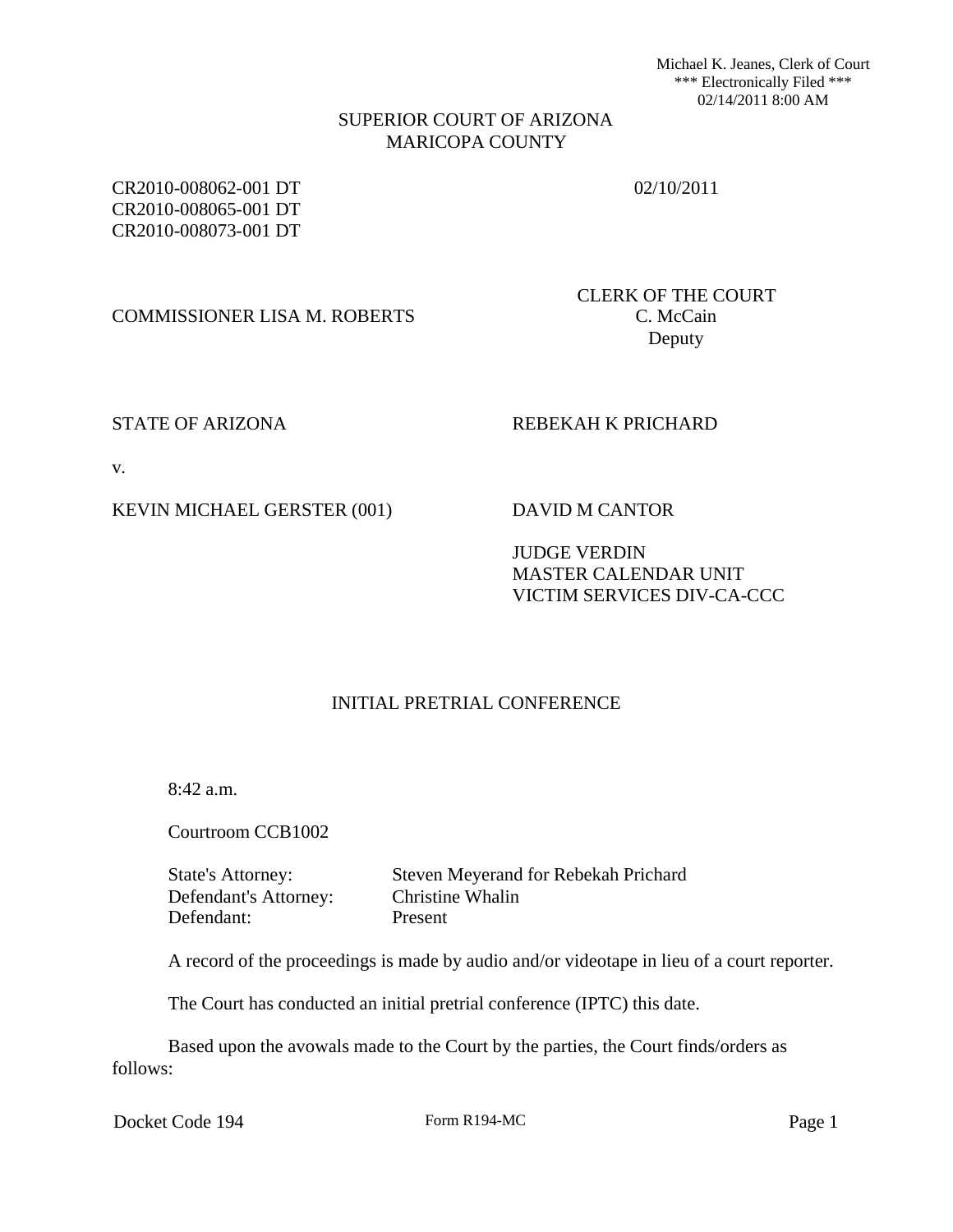Michael K. Jeanes, Clerk of Court
*** Electronically Filed ***
02/14/2011 8:00 AM

SUPERIOR COURT OF ARIZONA
MARICOPA COUNTY

CR2010-008062-001 DT
CR2010-008065-001 DT
CR2010-008073-001 DT

02/10/2011

COMMISSIONER LISA M. ROBERTS

CLERK OF THE COURT
C. McCain
Deputy

STATE OF ARIZONA

REBEKAH K PRICHARD

v.

KEVIN MICHAEL GERSTER (001)

DAVID M CANTOR

JUDGE VERDIN
MASTER CALENDAR UNIT
VICTIM SERVICES DIV-CA-CCC

INITIAL PRETRIAL CONFERENCE

8:42 a.m.

Courtroom CCB1002

State's Attorney: Steven Meyerand for Rebekah Prichard
Defendant's Attorney: Christine Whalin
Defendant: Present

A record of the proceedings is made by audio and/or videotape in lieu of a court reporter.

The Court has conducted an initial pretrial conference (IPTC) this date.

Based upon the avowals made to the Court by the parties, the Court finds/orders as follows: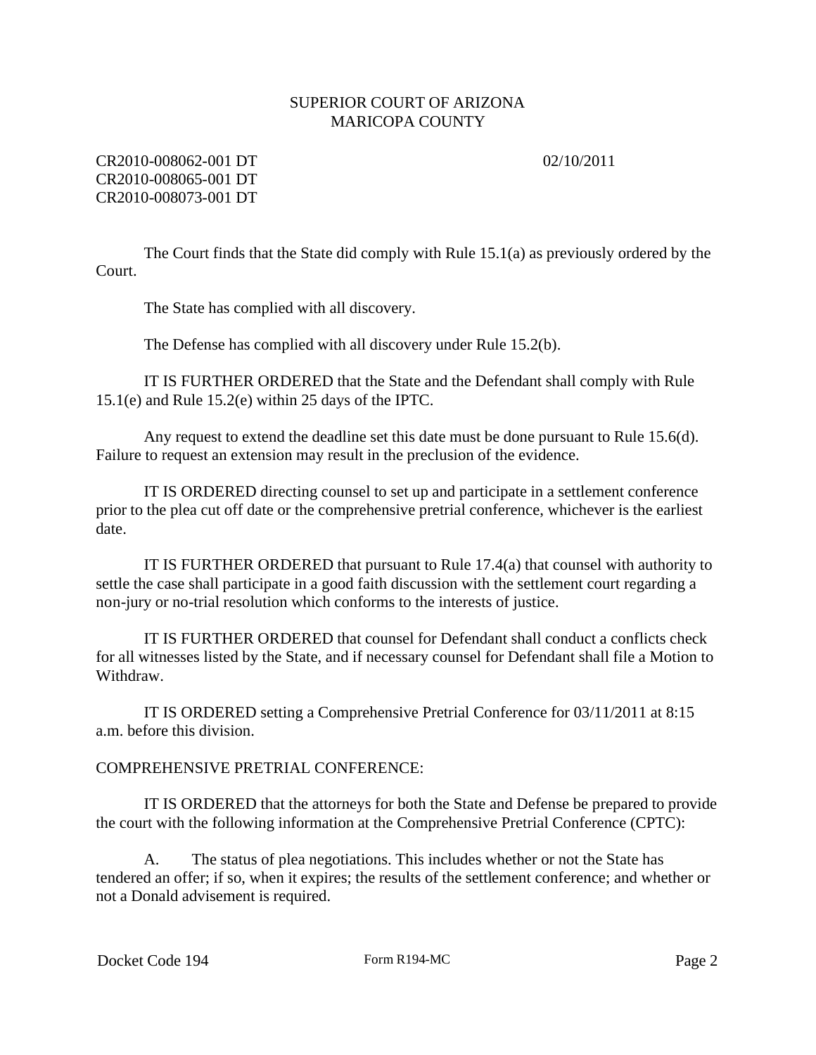SUPERIOR COURT OF ARIZONA
MARICOPA COUNTY

CR2010-008062-001 DT
CR2010-008065-001 DT
CR2010-008073-001 DT

02/10/2011

The Court finds that the State did comply with Rule 15.1(a) as previously ordered by the Court.

The State has complied with all discovery.

The Defense has complied with all discovery under Rule 15.2(b).

IT IS FURTHER ORDERED that the State and the Defendant shall comply with Rule 15.1(e) and Rule 15.2(e) within 25 days of the IPTC.

Any request to extend the deadline set this date must be done pursuant to Rule 15.6(d). Failure to request an extension may result in the preclusion of the evidence.

IT IS ORDERED directing counsel to set up and participate in a settlement conference prior to the plea cut off date or the comprehensive pretrial conference, whichever is the earliest date.

IT IS FURTHER ORDERED that pursuant to Rule 17.4(a) that counsel with authority to settle the case shall participate in a good faith discussion with the settlement court regarding a non-jury or no-trial resolution which conforms to the interests of justice.

IT IS FURTHER ORDERED that counsel for Defendant shall conduct a conflicts check for all witnesses listed by the State, and if necessary counsel for Defendant shall file a Motion to Withdraw.

IT IS ORDERED setting a Comprehensive Pretrial Conference for 03/11/2011 at 8:15 a.m. before this division.

COMPREHENSIVE PRETRIAL CONFERENCE:

IT IS ORDERED that the attorneys for both the State and Defense be prepared to provide the court with the following information at the Comprehensive Pretrial Conference (CPTC):

A. The status of plea negotiations. This includes whether or not the State has tendered an offer; if so, when it expires; the results of the settlement conference; and whether or not a Donald advisement is required.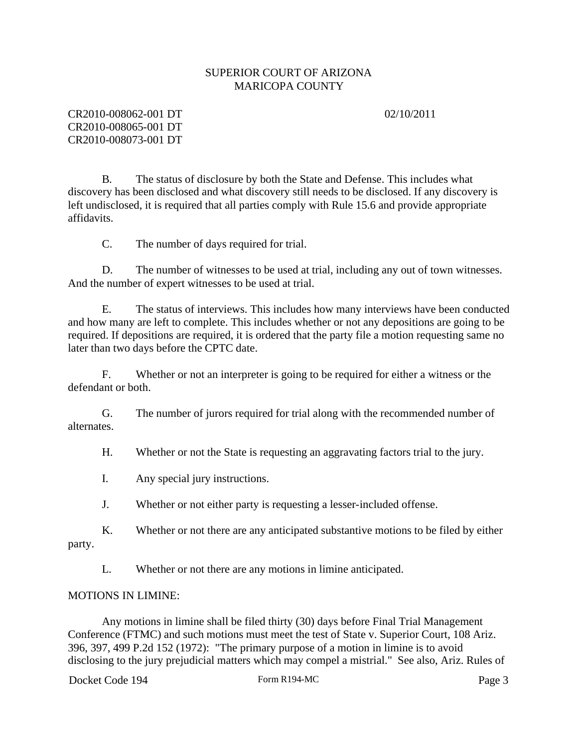B. The status of disclosure by both the State and Defense. This includes what discovery has been disclosed and what discovery still needs to be disclosed. If any discovery is left undisclosed, it is required that all parties comply with Rule 15.6 and provide appropriate affidavits.

C. The number of days required for trial.

D. The number of witnesses to be used at trial, including any out of town witnesses. And the number of expert witnesses to be used at trial.

E. The status of interviews. This includes how many interviews have been conducted and how many are left to complete. This includes whether or not any depositions are going to be required. If depositions are required, it is ordered that the party file a motion requesting same no later than two days before the CPTC date.

F. Whether or not an interpreter is going to be required for either a witness or the defendant or both.

G. The number of jurors required for trial along with the recommended number of alternates.

H. Whether or not the State is requesting an aggravating factors trial to the jury.

I. Any special jury instructions.

J. Whether or not either party is requesting a lesser-included offense.

K. Whether or not there are any anticipated substantive motions to be filed by either party.

L. Whether or not there are any motions in limine anticipated.

MOTIONS IN LIMINE:

Any motions in limine shall be filed thirty (30) days before Final Trial Management Conference (FTMC) and such motions must meet the test of State v. Superior Court, 108 Ariz. 396, 397, 499 P.2d 152 (1972): "The primary purpose of a motion in limine is to avoid disclosing to the jury prejudicial matters which may compel a mistrial." See also, Ariz. Rules of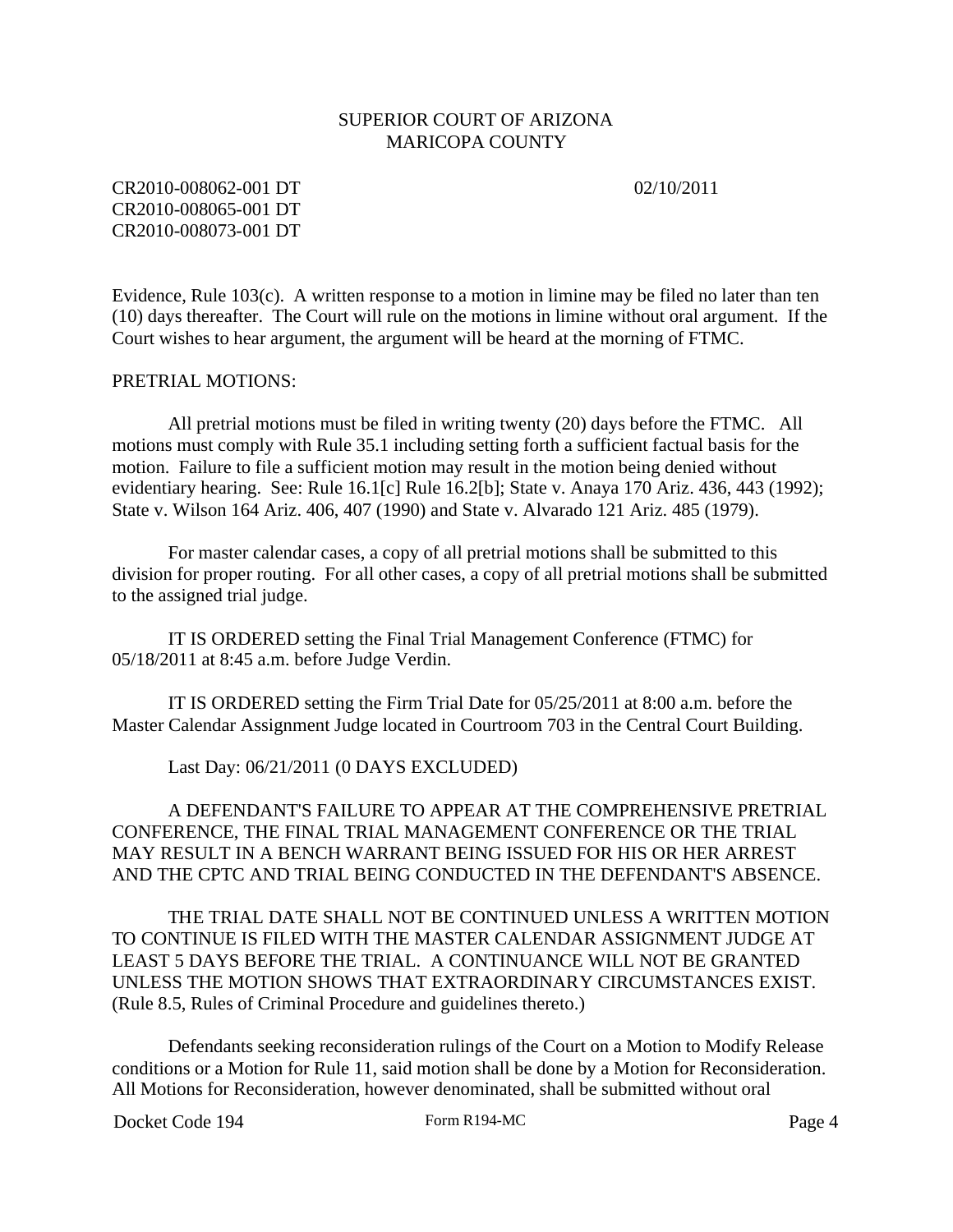Evidence, Rule 103(c). A written response to a motion in limine may be filed no later than ten (10) days thereafter. The Court will rule on the motions in limine without oral argument. If the Court wishes to hear argument, the argument will be heard at the morning of FTMC.

PRETRIAL MOTIONS:

All pretrial motions must be filed in writing twenty (20) days before the FTMC. All motions must comply with Rule 35.1 including setting forth a sufficient factual basis for the motion. Failure to file a sufficient motion may result in the motion being denied without evidentiary hearing. See: Rule 16.1[c] Rule 16.2[b]; State v. Anaya 170 Ariz. 436, 443 (1992); State v. Wilson 164 Ariz. 406, 407 (1990) and State v. Alvarado 121 Ariz. 485 (1979).

For master calendar cases, a copy of all pretrial motions shall be submitted to this division for proper routing. For all other cases, a copy of all pretrial motions shall be submitted to the assigned trial judge.

IT IS ORDERED setting the Final Trial Management Conference (FTMC) for 05/18/2011 at 8:45 a.m. before Judge Verdin.

IT IS ORDERED setting the Firm Trial Date for 05/25/2011 at 8:00 a.m. before the Master Calendar Assignment Judge located in Courtroom 703 in the Central Court Building.

Last Day: 06/21/2011 (0 DAYS EXCLUDED)

A DEFENDANT'S FAILURE TO APPEAR AT THE COMPREHENSIVE PRETRIAL CONFERENCE, THE FINAL TRIAL MANAGEMENT CONFERENCE OR THE TRIAL MAY RESULT IN A BENCH WARRANT BEING ISSUED FOR HIS OR HER ARREST AND THE CPTC AND TRIAL BEING CONDUCTED IN THE DEFENDANT'S ABSENCE.

THE TRIAL DATE SHALL NOT BE CONTINUED UNLESS A WRITTEN MOTION TO CONTINUE IS FILED WITH THE MASTER CALENDAR ASSIGNMENT JUDGE AT LEAST 5 DAYS BEFORE THE TRIAL. A CONTINUANCE WILL NOT BE GRANTED UNLESS THE MOTION SHOWS THAT EXTRAORDINARY CIRCUMSTANCES EXIST. (Rule 8.5, Rules of Criminal Procedure and guidelines thereto.)

Defendants seeking reconsideration rulings of the Court on a Motion to Modify Release conditions or a Motion for Rule 11, said motion shall be done by a Motion for Reconsideration. All Motions for Reconsideration, however denominated, shall be submitted without oral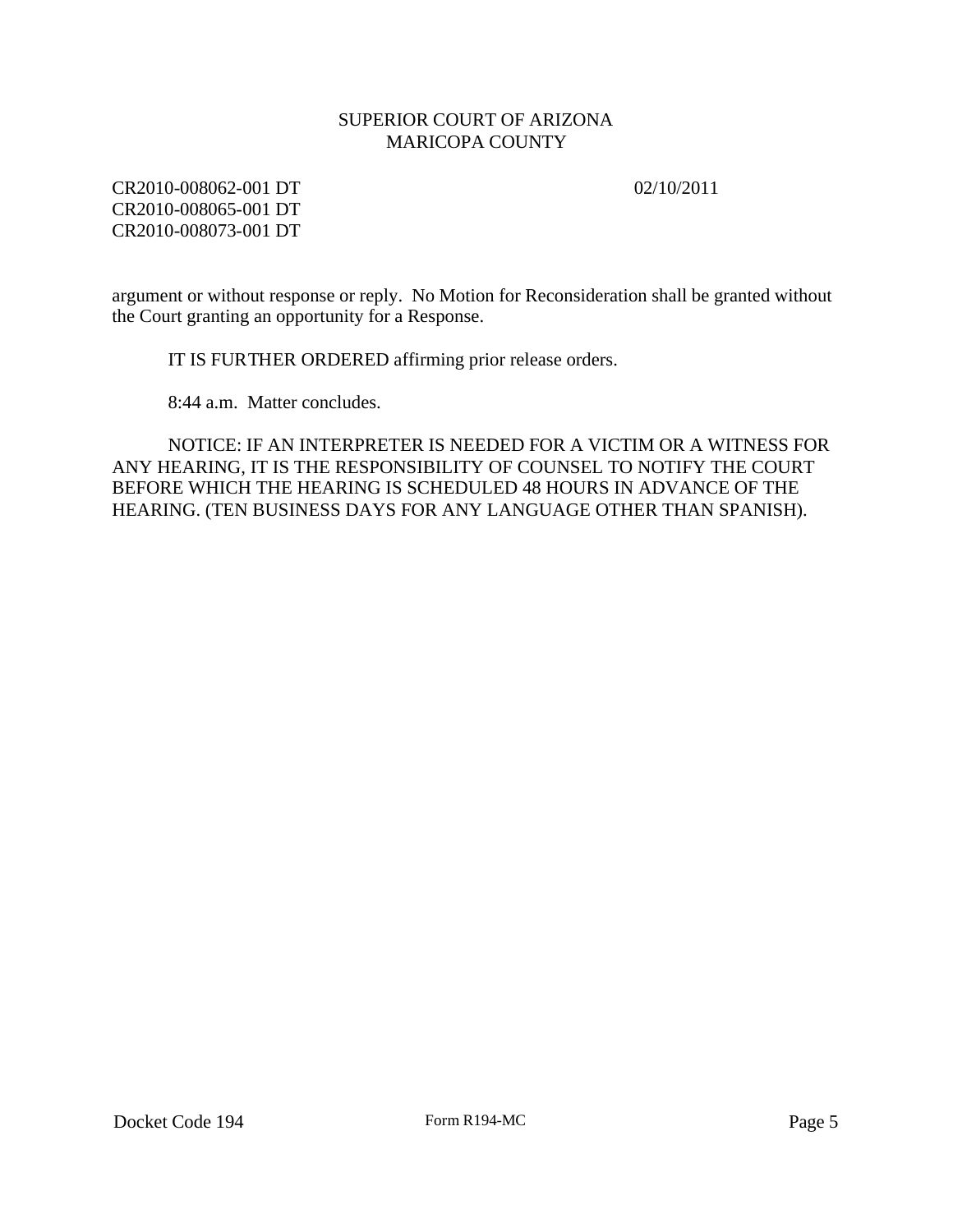argument or without response or reply. No Motion for Reconsideration shall be granted without the Court granting an opportunity for a Response.

IT IS FURTHER ORDERED affirming prior release orders.

8:44 a.m. Matter concludes.

NOTICE: IF AN INTERPRETER IS NEEDED FOR A VICTIM OR A WITNESS FOR ANY HEARING, IT IS THE RESPONSIBILITY OF COUNSEL TO NOTIFY THE COURT BEFORE WHICH THE HEARING IS SCHEDULED 48 HOURS IN ADVANCE OF THE HEARING. (TEN BUSINESS DAYS FOR ANY LANGUAGE OTHER THAN SPANISH).